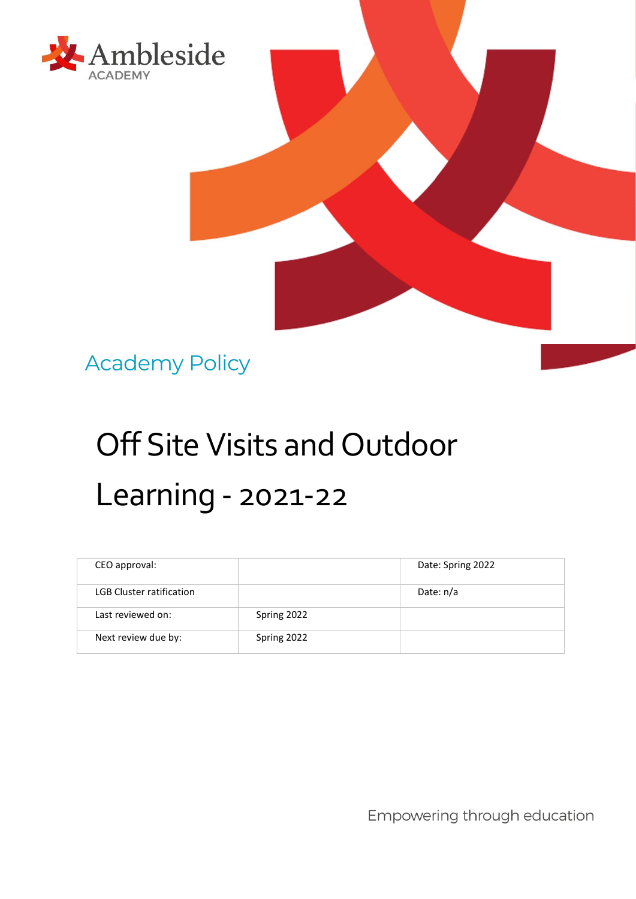Ambleside
ACADEMY

Academy Policy

# Off Site Visits and Outdoor Learning - 2021-22

| CEO approval: | | Date: Spring 2022 |
|---|---|---|
| LGB Cluster ratification | | Date: n/a |
| Last reviewed on: | Spring 2022 | |
| Next review due by: | Spring 2022 | |

Empowering through education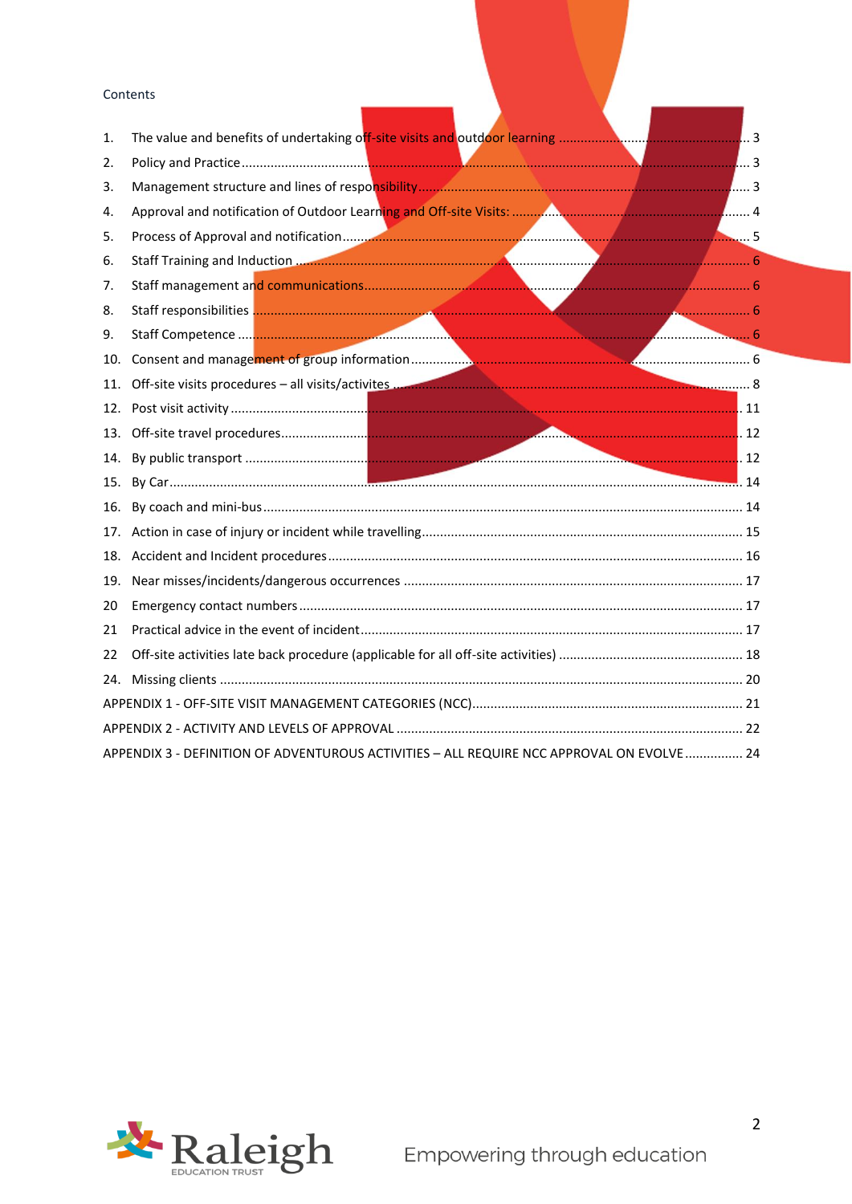Contents

1. The value and benefits of undertaking off-site visits and outdoor learning ... 3
2. Policy and Practice ... 3
3. Management structure and lines of responsibility ... 3
4. Approval and notification of Outdoor Learning and Off-site Visits: ... 4
5. Process of Approval and notification ... 5
6. Staff Training and Induction ... 6
7. Staff management and communications ... 6
8. Staff responsibilities ... 6
9. Staff Competence ... 6
10. Consent and management of group information ... 6
11. Off-site visits procedures – all visits/activites ... 8
12. Post visit activity ... 11
13. Off-site travel procedures ... 12
14. By public transport ... 12
15. By Car ... 14
16. By coach and mini-bus ... 14
17. Action in case of injury or incident while travelling ... 15
18. Accident and Incident procedures ... 16
19. Near misses/incidents/dangerous occurrences ... 17
20 Emergency contact numbers ... 17
21 Practical advice in the event of incident ... 17
22 Off-site activities late back procedure (applicable for all off-site activities) ... 18
24. Missing clients ... 20

APPENDIX 1 - OFF-SITE VISIT MANAGEMENT CATEGORIES (NCC) ... 21

APPENDIX 2 - ACTIVITY AND LEVELS OF APPROVAL ... 22

APPENDIX 3 - DEFINITION OF ADVENTUROUS ACTIVITIES – ALL REQUIRE NCC APPROVAL ON EVOLVE ... 24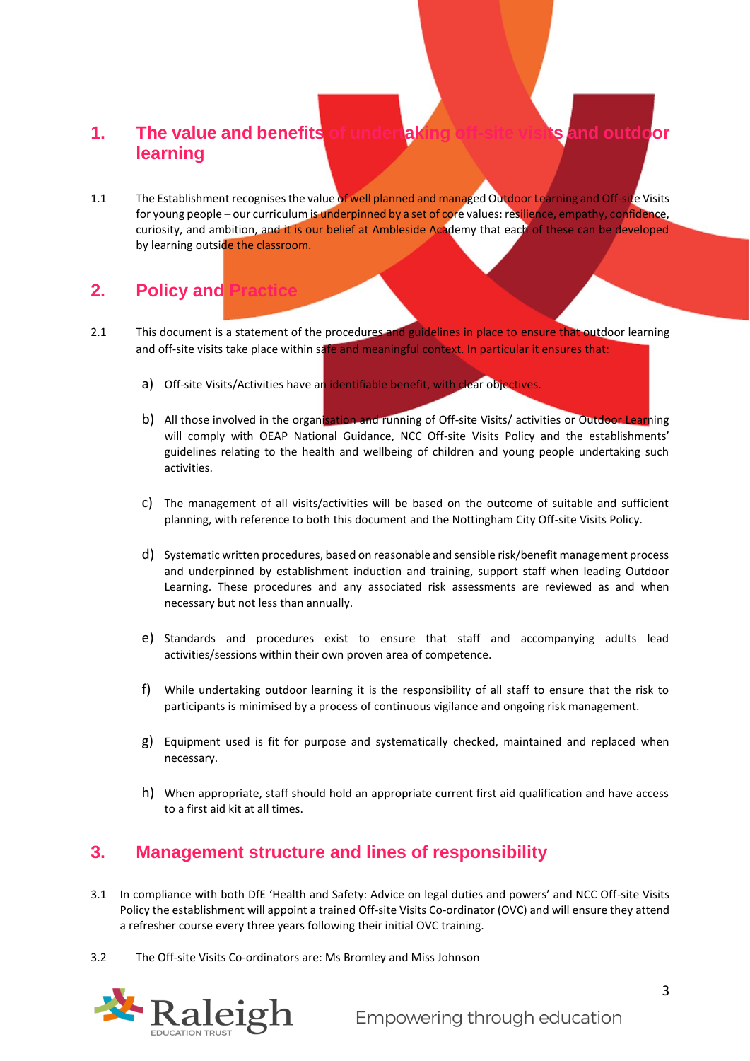## 1. The value and benefits of undertaking off-site visits and outdoor learning

1.1 The Establishment recognises the value of well planned and managed Outdoor Learning and Off-site Visits for young people – our curriculum is underpinned by a set of core values: resilience, empathy, confidence, curiosity, and ambition, and it is our belief at Ambleside Academy that each of these can be developed by learning outside the classroom.

## 2. Policy and Practice

2.1 This document is a statement of the procedures and guidelines in place to ensure that outdoor learning and off-site visits take place within safe and meaningful context. In particular it ensures that:

a) Off-site Visits/Activities have an identifiable benefit, with clear objectives.

b) All those involved in the organisation and running of Off-site Visits/ activities or Outdoor Learning will comply with OEAP National Guidance, NCC Off-site Visits Policy and the establishments' guidelines relating to the health and wellbeing of children and young people undertaking such activities.

c) The management of all visits/activities will be based on the outcome of suitable and sufficient planning, with reference to both this document and the Nottingham City Off-site Visits Policy.

d) Systematic written procedures, based on reasonable and sensible risk/benefit management process and underpinned by establishment induction and training, support staff when leading Outdoor Learning. These procedures and any associated risk assessments are reviewed as and when necessary but not less than annually.

e) Standards and procedures exist to ensure that staff and accompanying adults lead activities/sessions within their own proven area of competence.

f) While undertaking outdoor learning it is the responsibility of all staff to ensure that the risk to participants is minimised by a process of continuous vigilance and ongoing risk management.

g) Equipment used is fit for purpose and systematically checked, maintained and replaced when necessary.

h) When appropriate, staff should hold an appropriate current first aid qualification and have access to a first aid kit at all times.

## 3. Management structure and lines of responsibility

3.1 In compliance with both DfE 'Health and Safety: Advice on legal duties and powers' and NCC Off-site Visits Policy the establishment will appoint a trained Off-site Visits Co-ordinator (OVC) and will ensure they attend a refresher course every three years following their initial OVC training.

3.2 The Off-site Visits Co-ordinators are: Ms Bromley and Miss Johnson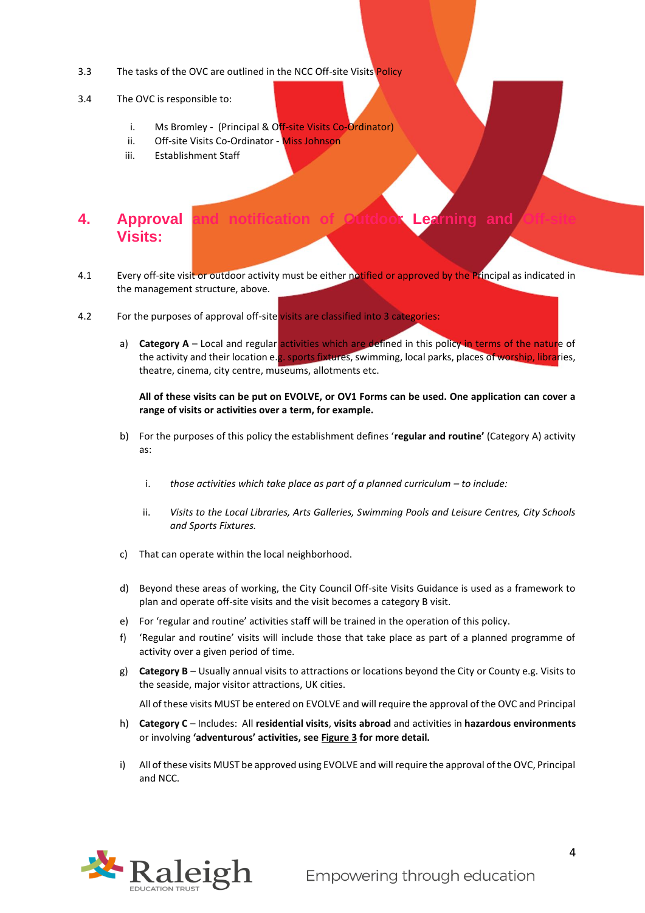3.3 The tasks of the OVC are outlined in the NCC Off-site Visits Policy

3.4 The OVC is responsible to:

i. Ms Bromley - (Principal & Off-site Visits Co-Ordinator)
ii. Off-site Visits Co-Ordinator - Miss Johnson
iii. Establishment Staff

## 4. Approval and notification of Outdoor Learning and Off-site Visits:

4.1 Every off-site visit or outdoor activity must be either notified or approved by the Principal as indicated in the management structure, above.

4.2 For the purposes of approval off-site visits are classified into 3 categories:

a) **Category A** – Local and regular activities which are defined in this policy in terms of the nature of the activity and their location e.g. sports fixtures, swimming, local parks, places of worship, libraries, theatre, cinema, city centre, museums, allotments etc.

**All of these visits can be put on EVOLVE, or OV1 Forms can be used. One application can cover a range of visits or activities over a term, for example.**

b) For the purposes of this policy the establishment defines '**regular and routine'** (Category A) activity as:

i. *those activities which take place as part of a planned curriculum – to include:*

ii. *Visits to the Local Libraries, Arts Galleries, Swimming Pools and Leisure Centres, City Schools and Sports Fixtures.*

c) That can operate within the local neighborhood.

d) Beyond these areas of working, the City Council Off-site Visits Guidance is used as a framework to plan and operate off-site visits and the visit becomes a category B visit.

e) For 'regular and routine' activities staff will be trained in the operation of this policy.

f) 'Regular and routine' visits will include those that take place as part of a planned programme of activity over a given period of time.

g) **Category B** – Usually annual visits to attractions or locations beyond the City or County e.g. Visits to the seaside, major visitor attractions, UK cities.

All of these visits MUST be entered on EVOLVE and will require the approval of the OVC and Principal

h) **Category C** – Includes: All **residential visits**, **visits abroad** and activities in **hazardous environments** or involving **'adventurous' activities, see <u>Figure 3</u> for more detail.**

i) All of these visits MUST be approved using EVOLVE and will require the approval of the OVC, Principal and NCC.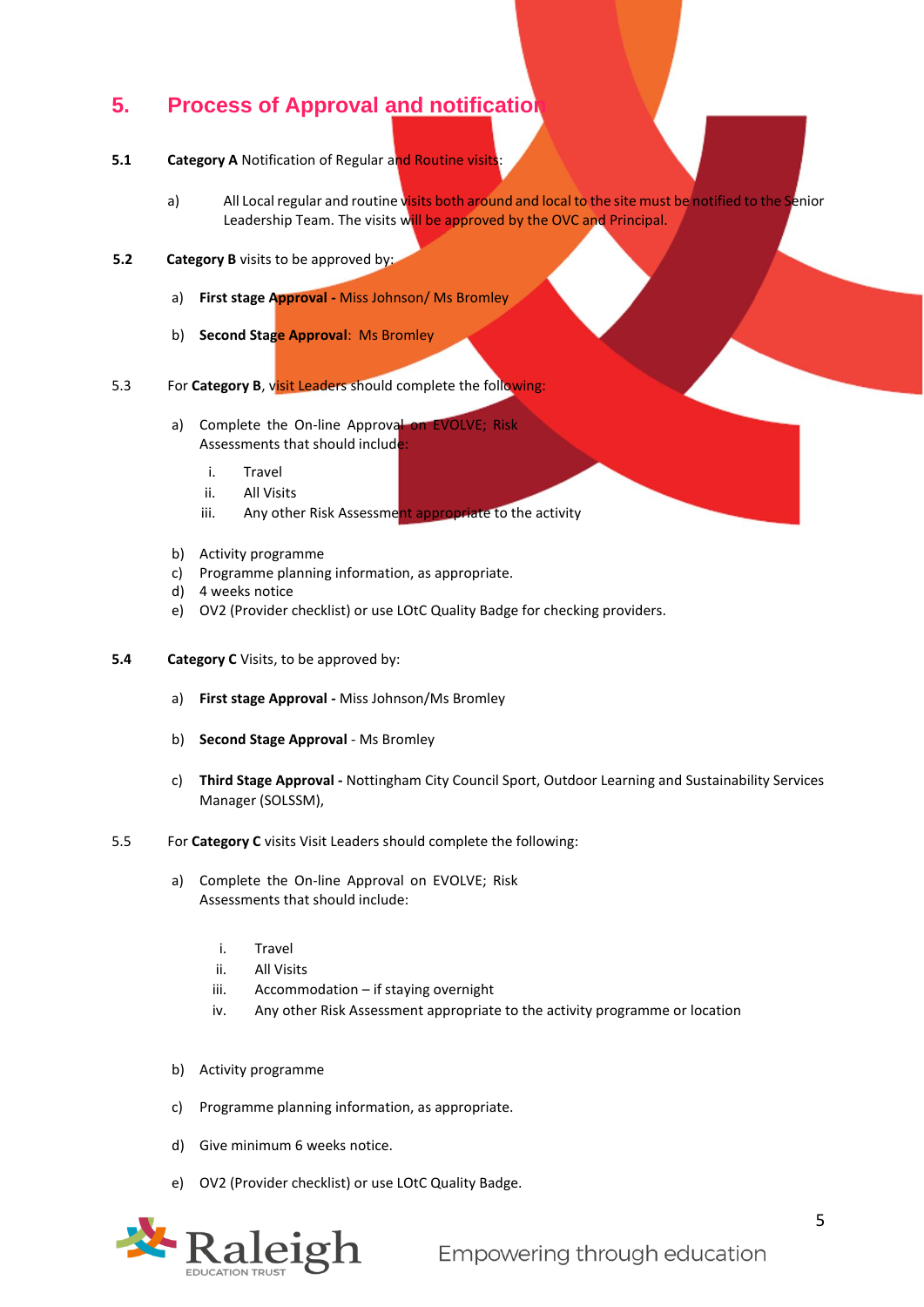## 5. Process of Approval and notification

**5.1** **Category A** Notification of Regular and Routine visits:

a) All Local regular and routine visits both around and local to the site must be notified to the Senior Leadership Team. The visits will be approved by the OVC and Principal.

**5.2** **Category B** visits to be approved by:

a) **First stage Approval -** Miss Johnson/ Ms Bromley

b) **Second Stage Approval**: Ms Bromley

5.3 For **Category B**, visit Leaders should complete the following:

a) Complete the On-line Approval on EVOLVE; Risk Assessments that should include:

   i. Travel
   ii. All Visits
   iii. Any other Risk Assessment appropriate to the activity

b) Activity programme
c) Programme planning information, as appropriate.
d) 4 weeks notice
e) OV2 (Provider checklist) or use LOtC Quality Badge for checking providers.

**5.4** **Category C** Visits, to be approved by:

a) **First stage Approval -** Miss Johnson/Ms Bromley

b) **Second Stage Approval** - Ms Bromley

c) **Third Stage Approval -** Nottingham City Council Sport, Outdoor Learning and Sustainability Services Manager (SOLSSM),

5.5 For **Category C** visits Visit Leaders should complete the following:

a) Complete the On-line Approval on EVOLVE; Risk Assessments that should include:

   i. Travel
   ii. All Visits
   iii. Accommodation – if staying overnight
   iv. Any other Risk Assessment appropriate to the activity programme or location

b) Activity programme

c) Programme planning information, as appropriate.

d) Give minimum 6 weeks notice.

e) OV2 (Provider checklist) or use LOtC Quality Badge.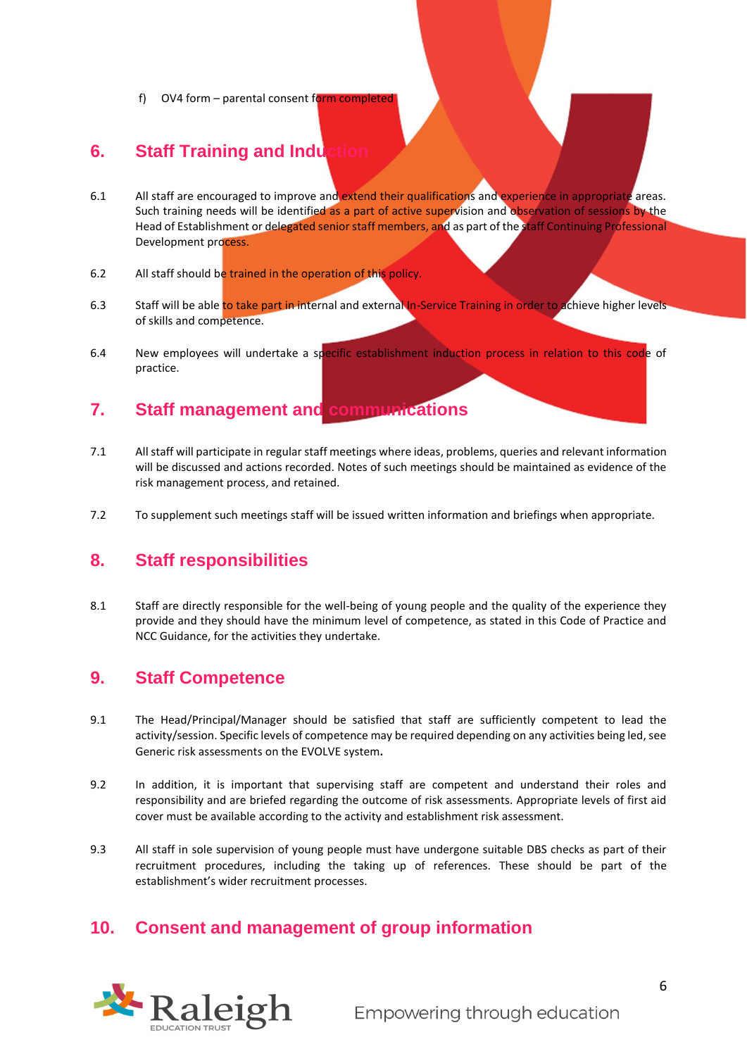f) OV4 form – parental consent form completed

## 6. Staff Training and Induction

6.1 All staff are encouraged to improve and extend their qualifications and experience in appropriate areas. Such training needs will be identified as a part of active supervision and observation of sessions by the Head of Establishment or delegated senior staff members, and as part of the staff Continuing Professional Development process.

6.2 All staff should be trained in the operation of this policy.

6.3 Staff will be able to take part in internal and external In-Service Training in order to achieve higher levels of skills and competence.

6.4 New employees will undertake a specific establishment induction process in relation to this code of practice.

## 7. Staff management and communications

7.1 All staff will participate in regular staff meetings where ideas, problems, queries and relevant information will be discussed and actions recorded. Notes of such meetings should be maintained as evidence of the risk management process, and retained.

7.2 To supplement such meetings staff will be issued written information and briefings when appropriate.

## 8. Staff responsibilities

8.1 Staff are directly responsible for the well-being of young people and the quality of the experience they provide and they should have the minimum level of competence, as stated in this Code of Practice and NCC Guidance, for the activities they undertake.

## 9. Staff Competence

9.1 The Head/Principal/Manager should be satisfied that staff are sufficiently competent to lead the activity/session. Specific levels of competence may be required depending on any activities being led, see Generic risk assessments on the EVOLVE system**.**

9.2 In addition, it is important that supervising staff are competent and understand their roles and responsibility and are briefed regarding the outcome of risk assessments. Appropriate levels of first aid cover must be available according to the activity and establishment risk assessment.

9.3 All staff in sole supervision of young people must have undergone suitable DBS checks as part of their recruitment procedures, including the taking up of references. These should be part of the establishment's wider recruitment processes.

## 10. Consent and management of group information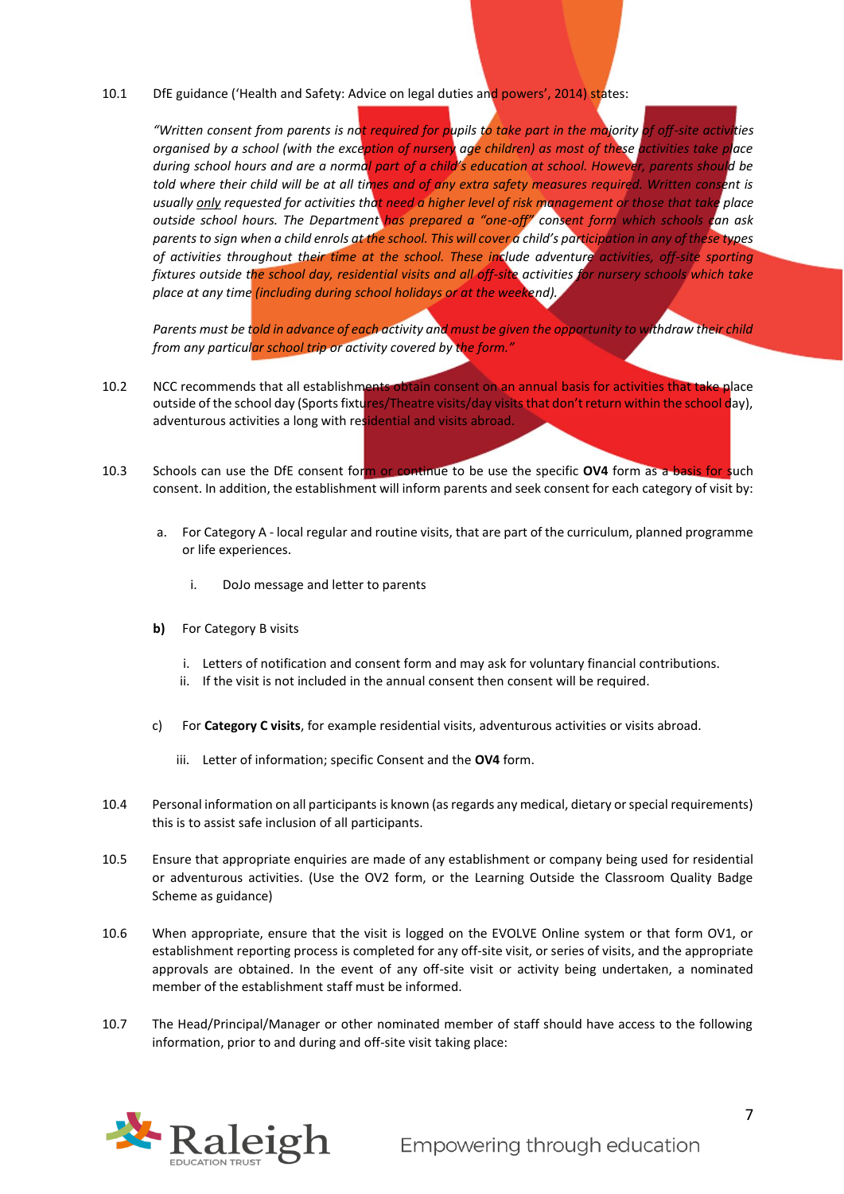10.1 DfE guidance ('Health and Safety: Advice on legal duties and powers', 2014) states:

> *"Written consent from parents is not required for pupils to take part in the majority of off-site activities organised by a school (with the exception of nursery age children) as most of these activities take place during school hours and are a normal part of a child's education at school. However, parents should be told where their child will be at all times and of any extra safety measures required. Written consent is usually only requested for activities that need a higher level of risk management or those that take place outside school hours. The Department has prepared a "one-off" consent form which schools can ask parents to sign when a child enrols at the school. This will cover a child's participation in any of these types of activities throughout their time at the school. These include adventure activities, off-site sporting fixtures outside the school day, residential visits and all off-site activities for nursery schools which take place at any time (including during school holidays or at the weekend).*
>
> *Parents must be told in advance of each activity and must be given the opportunity to withdraw their child from any particular school trip or activity covered by the form."*

10.2 NCC recommends that all establishments obtain consent on an annual basis for activities that take place outside of the school day (Sports fixtures/Theatre visits/day visits that don't return within the school day), adventurous activities a long with residential and visits abroad.

10.3 Schools can use the DfE consent form or continue to be use the specific **OV4** form as a basis for such consent. In addition, the establishment will inform parents and seek consent for each category of visit by:

a. For Category A - local regular and routine visits, that are part of the curriculum, planned programme or life experiences.

   i. DoJo message and letter to parents

**b)** For Category B visits

   i. Letters of notification and consent form and may ask for voluntary financial contributions.
   ii. If the visit is not included in the annual consent then consent will be required.

c) For **Category C visits**, for example residential visits, adventurous activities or visits abroad.

   iii. Letter of information; specific Consent and the **OV4** form.

10.4 Personal information on all participants is known (as regards any medical, dietary or special requirements) this is to assist safe inclusion of all participants.

10.5 Ensure that appropriate enquiries are made of any establishment or company being used for residential or adventurous activities. (Use the OV2 form, or the Learning Outside the Classroom Quality Badge Scheme as guidance)

10.6 When appropriate, ensure that the visit is logged on the EVOLVE Online system or that form OV1, or establishment reporting process is completed for any off-site visit, or series of visits, and the appropriate approvals are obtained. In the event of any off-site visit or activity being undertaken, a nominated member of the establishment staff must be informed.

10.7 The Head/Principal/Manager or other nominated member of staff should have access to the following information, prior to and during and off-site visit taking place: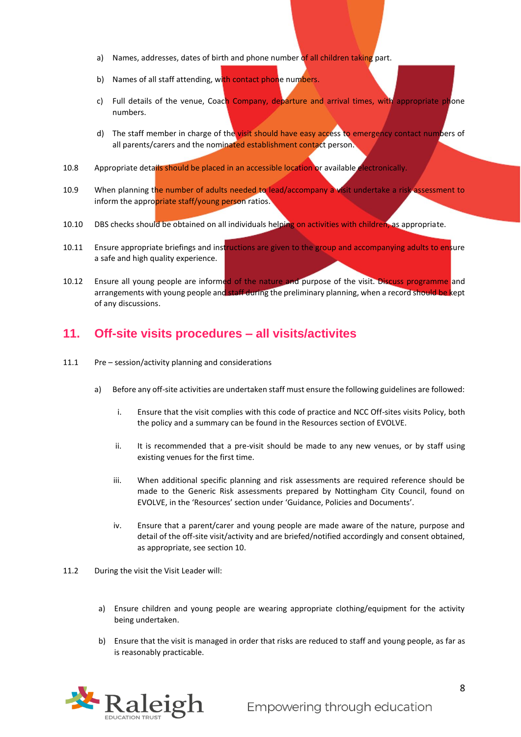a) Names, addresses, dates of birth and phone number of all children taking part.

b) Names of all staff attending, with contact phone numbers.

c) Full details of the venue, Coach Company, departure and arrival times, with appropriate phone numbers.

d) The staff member in charge of the visit should have easy access to emergency contact numbers of all parents/carers and the nominated establishment contact person.

10.8 Appropriate details should be placed in an accessible location or available electronically.

10.9 When planning the number of adults needed to lead/accompany a visit undertake a risk assessment to inform the appropriate staff/young person ratios.

10.10 DBS checks should be obtained on all individuals helping on activities with children, as appropriate.

10.11 Ensure appropriate briefings and instructions are given to the group and accompanying adults to ensure a safe and high quality experience.

10.12 Ensure all young people are informed of the nature and purpose of the visit. Discuss programme and arrangements with young people and staff during the preliminary planning, when a record should be kept of any discussions.

## 11. Off-site visits procedures – all visits/activites

11.1 Pre – session/activity planning and considerations

a) Before any off-site activities are undertaken staff must ensure the following guidelines are followed:

i. Ensure that the visit complies with this code of practice and NCC Off-sites visits Policy, both the policy and a summary can be found in the Resources section of EVOLVE.

ii. It is recommended that a pre-visit should be made to any new venues, or by staff using existing venues for the first time.

iii. When additional specific planning and risk assessments are required reference should be made to the Generic Risk assessments prepared by Nottingham City Council, found on EVOLVE, in the 'Resources' section under 'Guidance, Policies and Documents'.

iv. Ensure that a parent/carer and young people are made aware of the nature, purpose and detail of the off-site visit/activity and are briefed/notified accordingly and consent obtained, as appropriate, see section 10.

11.2 During the visit the Visit Leader will:

a) Ensure children and young people are wearing appropriate clothing/equipment for the activity being undertaken.

b) Ensure that the visit is managed in order that risks are reduced to staff and young people, as far as is reasonably practicable.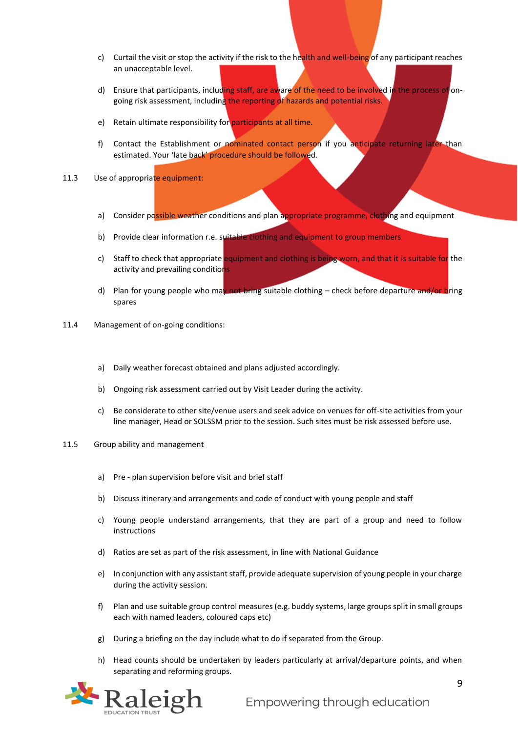c) Curtail the visit or stop the activity if the risk to the health and well-being of any participant reaches an unacceptable level.

d) Ensure that participants, including staff, are aware of the need to be involved in the process of on-going risk assessment, including the reporting of hazards and potential risks.

e) Retain ultimate responsibility for participants at all time.

f) Contact the Establishment or nominated contact person if you anticipate returning later than estimated. Your 'late back' procedure should be followed.

11.3 Use of appropriate equipment:

a) Consider possible weather conditions and plan appropriate programme, clothing and equipment

b) Provide clear information r.e. suitable clothing and equipment to group members

c) Staff to check that appropriate equipment and clothing is being worn, and that it is suitable for the activity and prevailing conditions

d) Plan for young people who may not bring suitable clothing – check before departure and/or bring spares

11.4 Management of on-going conditions:

a) Daily weather forecast obtained and plans adjusted accordingly.

b) Ongoing risk assessment carried out by Visit Leader during the activity.

c) Be considerate to other site/venue users and seek advice on venues for off-site activities from your line manager, Head or SOLSSM prior to the session. Such sites must be risk assessed before use.

11.5 Group ability and management

a) Pre - plan supervision before visit and brief staff

b) Discuss itinerary and arrangements and code of conduct with young people and staff

c) Young people understand arrangements, that they are part of a group and need to follow instructions

d) Ratios are set as part of the risk assessment, in line with National Guidance

e) In conjunction with any assistant staff, provide adequate supervision of young people in your charge during the activity session.

f) Plan and use suitable group control measures (e.g. buddy systems, large groups split in small groups each with named leaders, coloured caps etc)

g) During a briefing on the day include what to do if separated from the Group.

h) Head counts should be undertaken by leaders particularly at arrival/departure points, and when separating and reforming groups.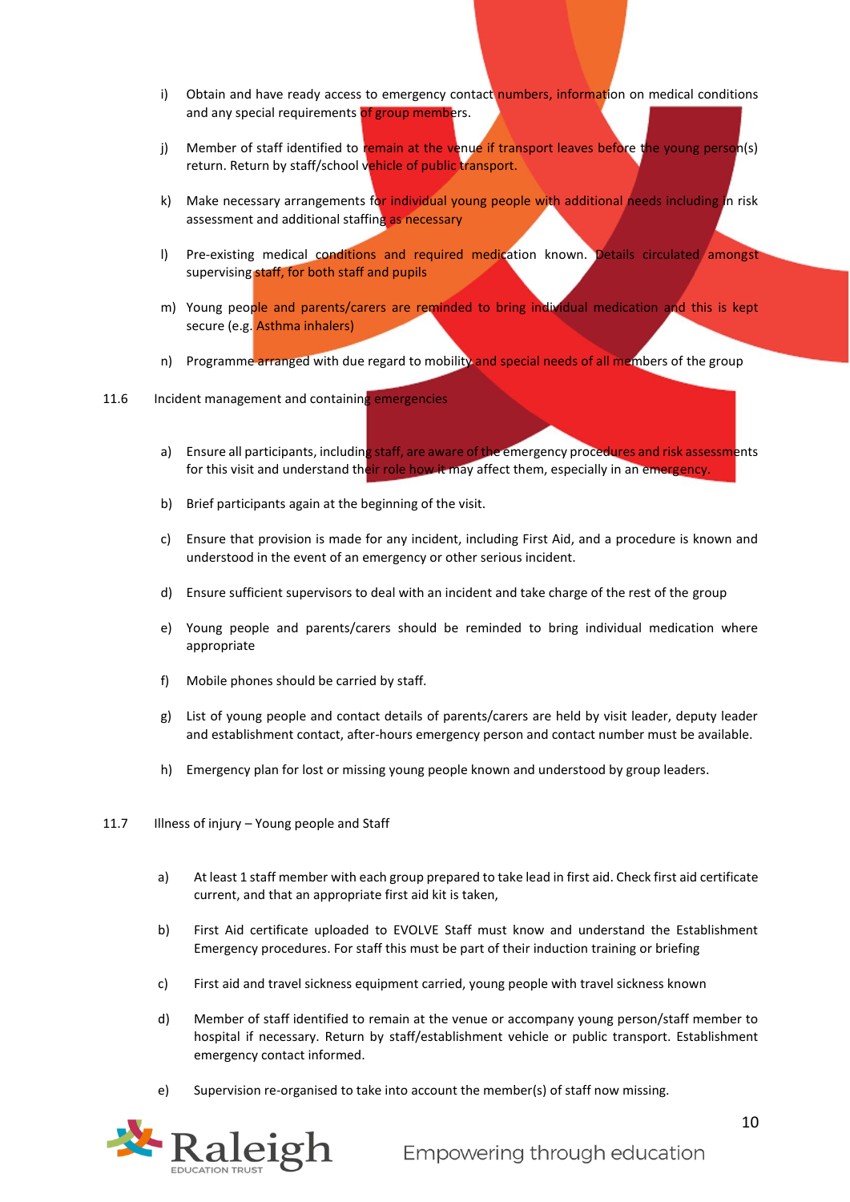i) Obtain and have ready access to emergency contact numbers, information on medical conditions and any special requirements of group members.

j) Member of staff identified to remain at the venue if transport leaves before the young person(s) return. Return by staff/school vehicle of public transport.

k) Make necessary arrangements for individual young people with additional needs including in risk assessment and additional staffing as necessary

l) Pre-existing medical conditions and required medication known. Details circulated amongst supervising staff, for both staff and pupils

m) Young people and parents/carers are reminded to bring individual medication and this is kept secure (e.g. Asthma inhalers)

n) Programme arranged with due regard to mobility and special needs of all members of the group

11.6 Incident management and containing emergencies

a) Ensure all participants, including staff, are aware of the emergency procedures and risk assessments for this visit and understand their role how it may affect them, especially in an emergency.

b) Brief participants again at the beginning of the visit.

c) Ensure that provision is made for any incident, including First Aid, and a procedure is known and understood in the event of an emergency or other serious incident.

d) Ensure sufficient supervisors to deal with an incident and take charge of the rest of the group

e) Young people and parents/carers should be reminded to bring individual medication where appropriate

f) Mobile phones should be carried by staff.

g) List of young people and contact details of parents/carers are held by visit leader, deputy leader and establishment contact, after-hours emergency person and contact number must be available.

h) Emergency plan for lost or missing young people known and understood by group leaders.

11.7 Illness of injury – Young people and Staff

a) At least 1 staff member with each group prepared to take lead in first aid. Check first aid certificate current, and that an appropriate first aid kit is taken,

b) First Aid certificate uploaded to EVOLVE Staff must know and understand the Establishment Emergency procedures. For staff this must be part of their induction training or briefing

c) First aid and travel sickness equipment carried, young people with travel sickness known

d) Member of staff identified to remain at the venue or accompany young person/staff member to hospital if necessary. Return by staff/establishment vehicle or public transport. Establishment emergency contact informed.

e) Supervision re-organised to take into account the member(s) of staff now missing.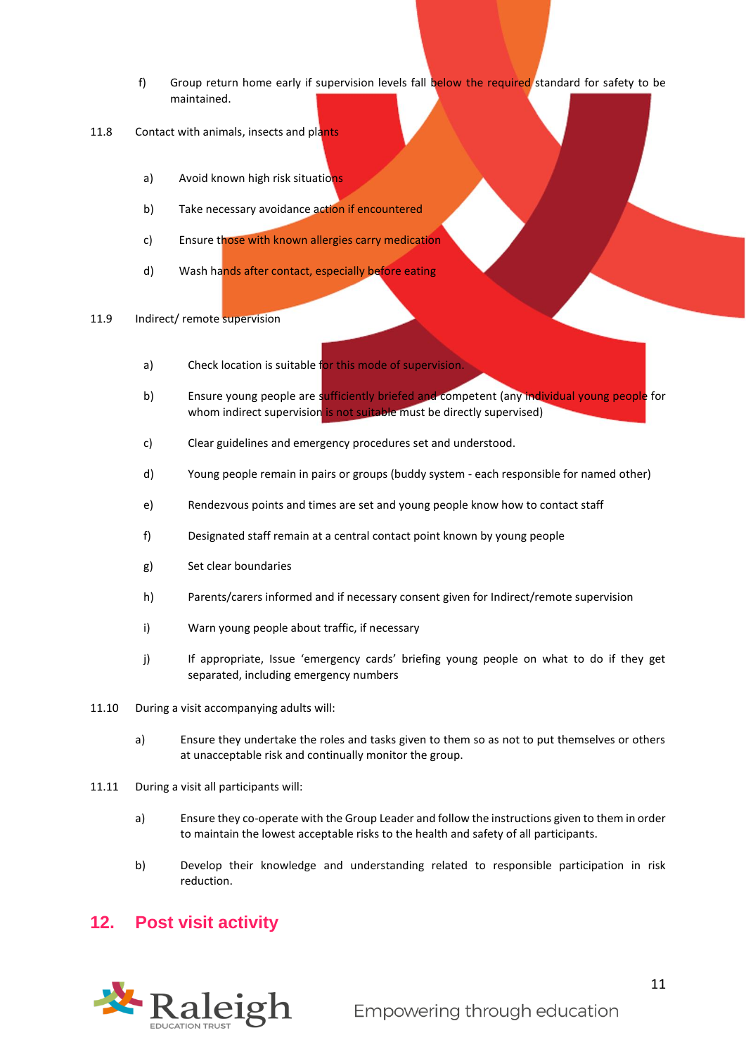f) Group return home early if supervision levels fall below the required standard for safety to be maintained.

11.8 Contact with animals, insects and plants

a) Avoid known high risk situations

b) Take necessary avoidance action if encountered

c) Ensure those with known allergies carry medication

d) Wash hands after contact, especially before eating

11.9 Indirect/ remote supervision

a) Check location is suitable for this mode of supervision.

b) Ensure young people are sufficiently briefed and competent (any individual young people for whom indirect supervision is not suitable must be directly supervised)

c) Clear guidelines and emergency procedures set and understood.

d) Young people remain in pairs or groups (buddy system - each responsible for named other)

e) Rendezvous points and times are set and young people know how to contact staff

f) Designated staff remain at a central contact point known by young people

g) Set clear boundaries

h) Parents/carers informed and if necessary consent given for Indirect/remote supervision

i) Warn young people about traffic, if necessary

j) If appropriate, Issue 'emergency cards' briefing young people on what to do if they get separated, including emergency numbers

11.10 During a visit accompanying adults will:

a) Ensure they undertake the roles and tasks given to them so as not to put themselves or others at unacceptable risk and continually monitor the group.

11.11 During a visit all participants will:

a) Ensure they co-operate with the Group Leader and follow the instructions given to them in order to maintain the lowest acceptable risks to the health and safety of all participants.

b) Develop their knowledge and understanding related to responsible participation in risk reduction.

## 12. Post visit activity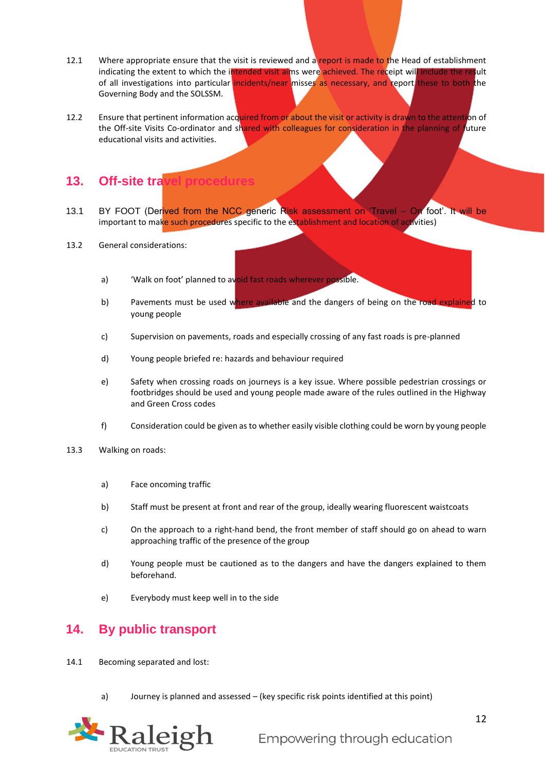12.1 Where appropriate ensure that the visit is reviewed and a report is made to the Head of establishment indicating the extent to which the intended visit aims were achieved. The receipt will include the result of all investigations into particular incidents/near misses as necessary, and report these to both the Governing Body and the SOLSSM.

12.2 Ensure that pertinent information acquired from or about the visit or activity is drawn to the attention of the Off-site Visits Co-ordinator and shared with colleagues for consideration in the planning of future educational visits and activities.

## 13. Off-site travel procedures

13.1 BY FOOT (Derived from the NCC generic Risk assessment on 'Travel – On foot'. It will be important to make such procedures specific to the establishment and location of activities)

13.2 General considerations:

a) 'Walk on foot' planned to avoid fast roads wherever possible.

b) Pavements must be used where available and the dangers of being on the road explained to young people

c) Supervision on pavements, roads and especially crossing of any fast roads is pre-planned

d) Young people briefed re: hazards and behaviour required

e) Safety when crossing roads on journeys is a key issue. Where possible pedestrian crossings or footbridges should be used and young people made aware of the rules outlined in the Highway and Green Cross codes

f) Consideration could be given as to whether easily visible clothing could be worn by young people

13.3 Walking on roads:

a) Face oncoming traffic

b) Staff must be present at front and rear of the group, ideally wearing fluorescent waistcoats

c) On the approach to a right-hand bend, the front member of staff should go on ahead to warn approaching traffic of the presence of the group

d) Young people must be cautioned as to the dangers and have the dangers explained to them beforehand.

e) Everybody must keep well in to the side

## 14. By public transport

14.1 Becoming separated and lost:

a) Journey is planned and assessed – (key specific risk points identified at this point)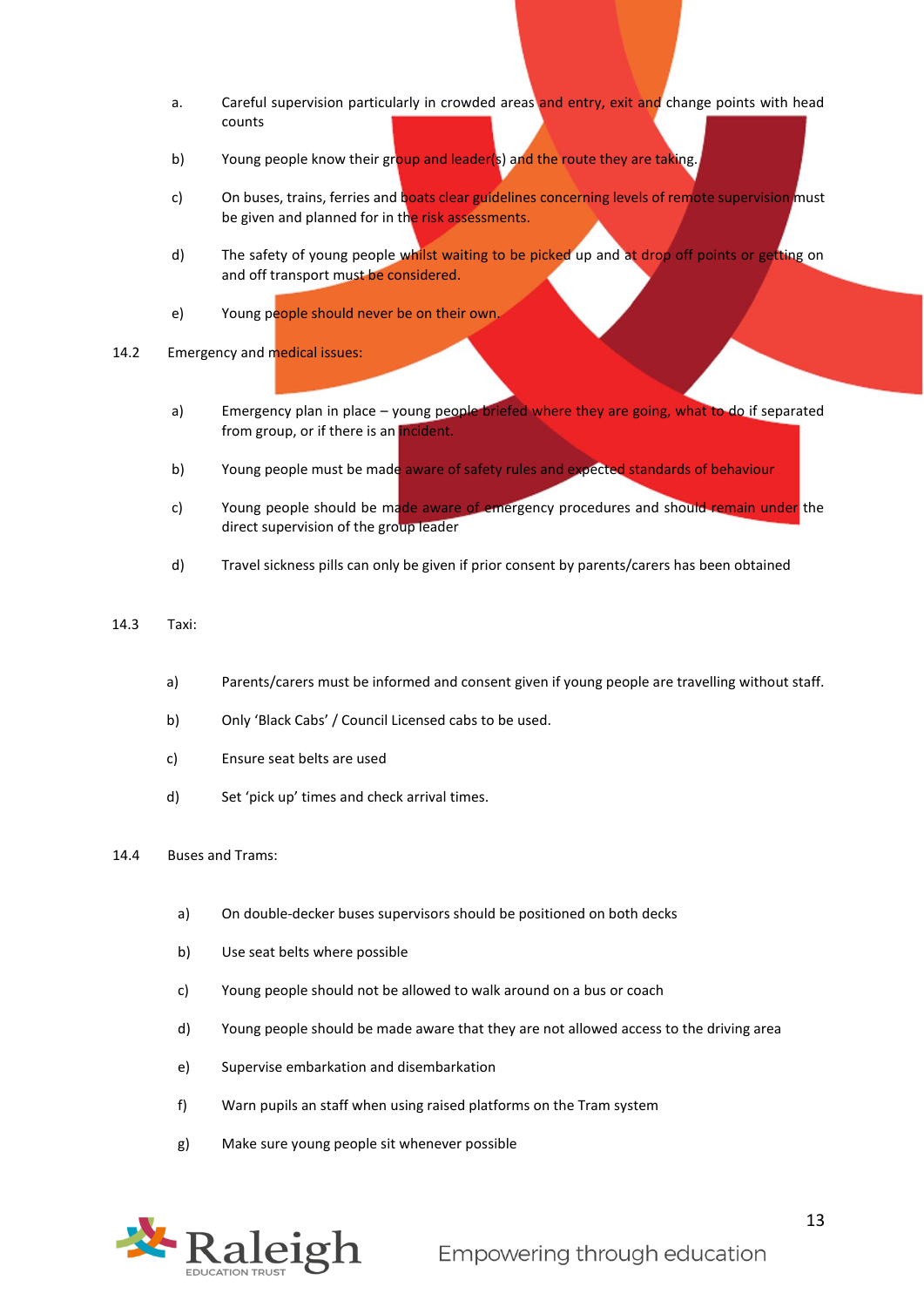a. Careful supervision particularly in crowded areas and entry, exit and change points with head counts

b) Young people know their group and leader(s) and the route they are taking.

c) On buses, trains, ferries and boats clear guidelines concerning levels of remote supervision must be given and planned for in the risk assessments.

d) The safety of young people whilst waiting to be picked up and at drop off points or getting on and off transport must be considered.

e) Young people should never be on their own.

14.2 Emergency and medical issues:

a) Emergency plan in place – young people briefed where they are going, what to do if separated from group, or if there is an incident.

b) Young people must be made aware of safety rules and expected standards of behaviour

c) Young people should be made aware of emergency procedures and should remain under the direct supervision of the group leader

d) Travel sickness pills can only be given if prior consent by parents/carers has been obtained

14.3 Taxi:

a) Parents/carers must be informed and consent given if young people are travelling without staff.

b) Only 'Black Cabs' / Council Licensed cabs to be used.

c) Ensure seat belts are used

d) Set 'pick up' times and check arrival times.

14.4 Buses and Trams:

a) On double-decker buses supervisors should be positioned on both decks

b) Use seat belts where possible

c) Young people should not be allowed to walk around on a bus or coach

d) Young people should be made aware that they are not allowed access to the driving area

e) Supervise embarkation and disembarkation

f) Warn pupils an staff when using raised platforms on the Tram system

g) Make sure young people sit whenever possible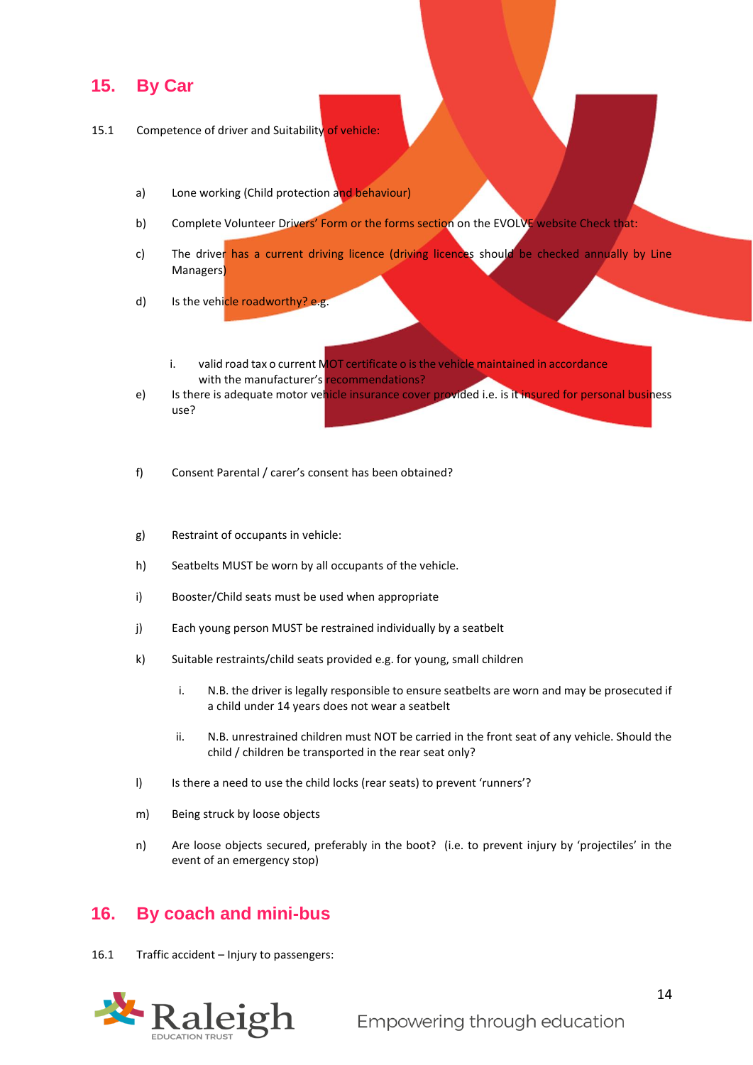## 15. By Car

15.1 Competence of driver and Suitability of vehicle:

a) Lone working (Child protection and behaviour)

b) Complete Volunteer Drivers' Form or the forms section on the EVOLVE website Check that:

c) The driver has a current driving licence (driving licences should be checked annually by Line Managers)

d) Is the vehicle roadworthy? e.g.

   i. valid road tax o current MOT certificate o is the vehicle maintained in accordance with the manufacturer's recommendations?

e) Is there is adequate motor vehicle insurance cover provided i.e. is it insured for personal business use?

f) Consent Parental / carer's consent has been obtained?

g) Restraint of occupants in vehicle:

h) Seatbelts MUST be worn by all occupants of the vehicle.

i) Booster/Child seats must be used when appropriate

j) Each young person MUST be restrained individually by a seatbelt

k) Suitable restraints/child seats provided e.g. for young, small children

   i. N.B. the driver is legally responsible to ensure seatbelts are worn and may be prosecuted if a child under 14 years does not wear a seatbelt

   ii. N.B. unrestrained children must NOT be carried in the front seat of any vehicle. Should the child / children be transported in the rear seat only?

l) Is there a need to use the child locks (rear seats) to prevent 'runners'?

m) Being struck by loose objects

n) Are loose objects secured, preferably in the boot? (i.e. to prevent injury by 'projectiles' in the event of an emergency stop)

## 16. By coach and mini-bus

16.1 Traffic accident – Injury to passengers: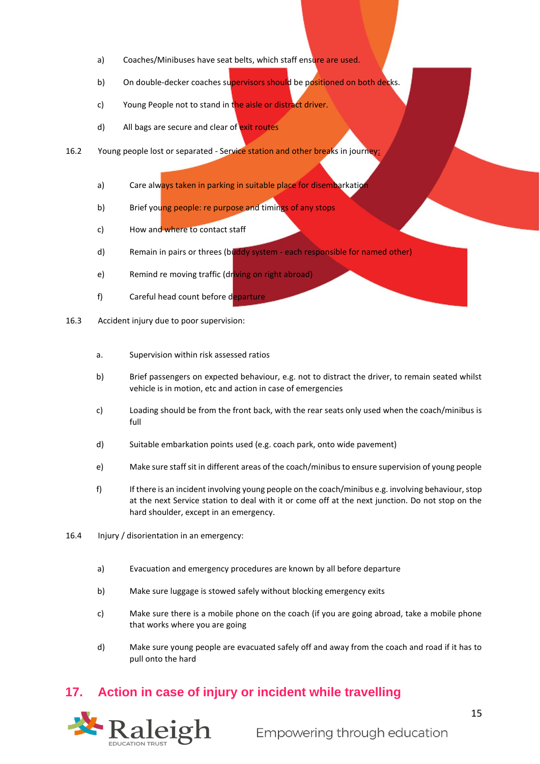a) Coaches/Minibuses have seat belts, which staff ensure are used.

b) On double-decker coaches supervisors should be positioned on both decks.

c) Young People not to stand in the aisle or distract driver.

d) All bags are secure and clear of exit routes

16.2 Young people lost or separated - Service station and other breaks in journey:

a) Care always taken in parking in suitable place for disembarkation

b) Brief young people: re purpose and timings of any stops

c) How and where to contact staff

d) Remain in pairs or threes (buddy system - each responsible for named other)

e) Remind re moving traffic (driving on right abroad)

f) Careful head count before departure

16.3 Accident injury due to poor supervision:

a. Supervision within risk assessed ratios

b) Brief passengers on expected behaviour, e.g. not to distract the driver, to remain seated whilst vehicle is in motion, etc and action in case of emergencies

c) Loading should be from the front back, with the rear seats only used when the coach/minibus is full

d) Suitable embarkation points used (e.g. coach park, onto wide pavement)

e) Make sure staff sit in different areas of the coach/minibus to ensure supervision of young people

f) If there is an incident involving young people on the coach/minibus e.g. involving behaviour, stop at the next Service station to deal with it or come off at the next junction. Do not stop on the hard shoulder, except in an emergency.

16.4 Injury / disorientation in an emergency:

a) Evacuation and emergency procedures are known by all before departure

b) Make sure luggage is stowed safely without blocking emergency exits

c) Make sure there is a mobile phone on the coach (if you are going abroad, take a mobile phone that works where you are going

d) Make sure young people are evacuated safely off and away from the coach and road if it has to pull onto the hard

## 17. Action in case of injury or incident while travelling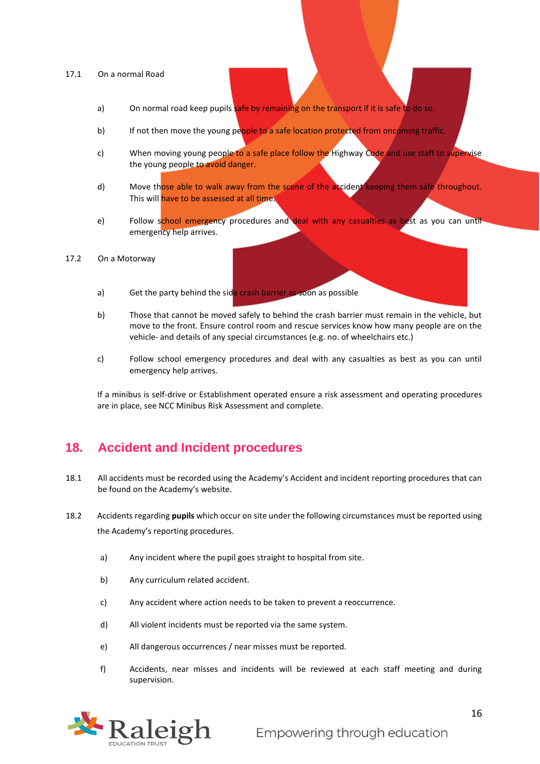17.1 On a normal Road

a) On normal road keep pupils safe by remaining on the transport if it is safe to do so.

b) If not then move the young people to a safe location protected from oncoming traffic.

c) When moving young people to a safe place follow the Highway Code and use staff to supervise the young people to avoid danger.

d) Move those able to walk away from the scene of the accident keeping them safe throughout. This will have to be assessed at all time.

e) Follow school emergency procedures and deal with any casualties as best as you can until emergency help arrives.

17.2 On a Motorway

a) Get the party behind the side crash barrier as soon as possible

b) Those that cannot be moved safely to behind the crash barrier must remain in the vehicle, but move to the front. Ensure control room and rescue services know how many people are on the vehicle- and details of any special circumstances (e.g. no. of wheelchairs etc.)

c) Follow school emergency procedures and deal with any casualties as best as you can until emergency help arrives.

If a minibus is self-drive or Establishment operated ensure a risk assessment and operating procedures are in place, see NCC Minibus Risk Assessment and complete.

## 18. Accident and Incident procedures

18.1 All accidents must be recorded using the Academy's Accident and incident reporting procedures that can be found on the Academy's website.

18.2 Accidents regarding **pupils** which occur on site under the following circumstances must be reported using the Academy's reporting procedures.

a) Any incident where the pupil goes straight to hospital from site.

b) Any curriculum related accident.

c) Any accident where action needs to be taken to prevent a reoccurrence.

d) All violent incidents must be reported via the same system.

e) All dangerous occurrences / near misses must be reported.

f) Accidents, near misses and incidents will be reviewed at each staff meeting and during supervision.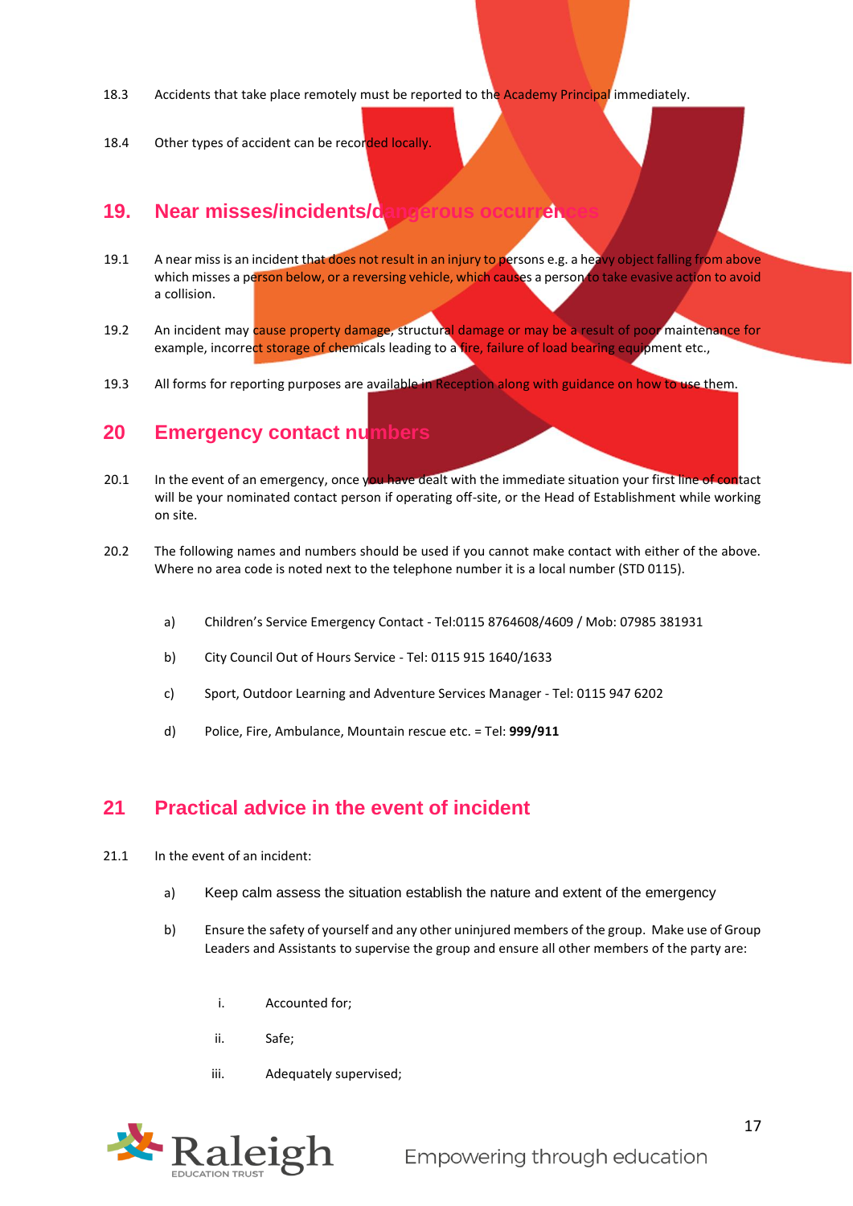18.3 Accidents that take place remotely must be reported to the Academy Principal immediately.

18.4 Other types of accident can be recorded locally.

## 19. Near misses/incidents/dangerous occurrences

19.1 A near miss is an incident that does not result in an injury to persons e.g. a heavy object falling from above which misses a person below, or a reversing vehicle, which causes a person to take evasive action to avoid a collision.

19.2 An incident may cause property damage, structural damage or may be a result of poor maintenance for example, incorrect storage of chemicals leading to a fire, failure of load bearing equipment etc.,

19.3 All forms for reporting purposes are available in Reception along with guidance on how to use them.

## 20 Emergency contact numbers

20.1 In the event of an emergency, once you have dealt with the immediate situation your first line of contact will be your nominated contact person if operating off-site, or the Head of Establishment while working on site.

20.2 The following names and numbers should be used if you cannot make contact with either of the above. Where no area code is noted next to the telephone number it is a local number (STD 0115).

a) Children's Service Emergency Contact - Tel:0115 8764608/4609 / Mob: 07985 381931

b) City Council Out of Hours Service - Tel: 0115 915 1640/1633

c) Sport, Outdoor Learning and Adventure Services Manager - Tel: 0115 947 6202

d) Police, Fire, Ambulance, Mountain rescue etc. = Tel: **999/911**

## 21 Practical advice in the event of incident

21.1 In the event of an incident:

a) Keep calm assess the situation establish the nature and extent of the emergency

b) Ensure the safety of yourself and any other uninjured members of the group. Make use of Group Leaders and Assistants to supervise the group and ensure all other members of the party are:

i. Accounted for;

ii. Safe;

iii. Adequately supervised;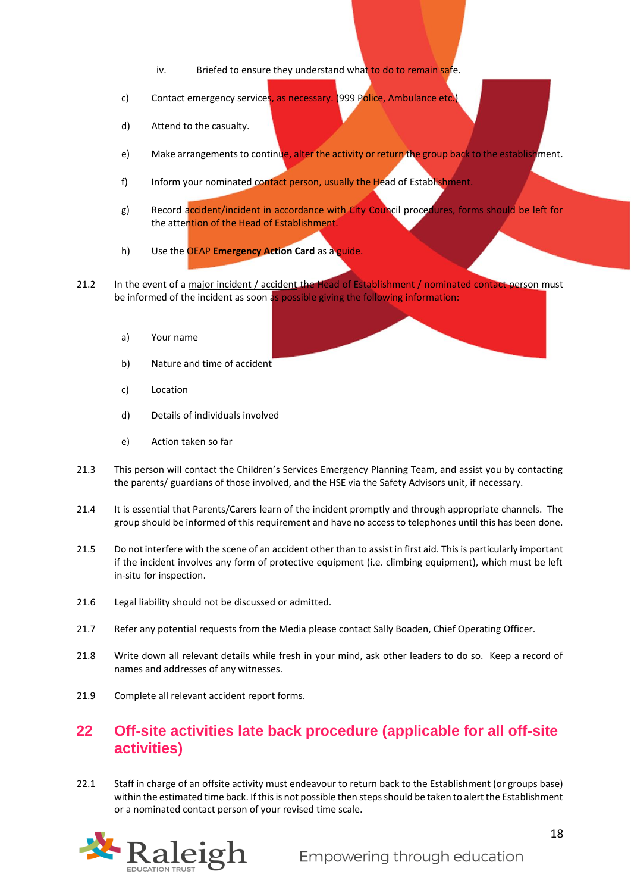iv. Briefed to ensure they understand what to do to remain safe.

c) Contact emergency services, as necessary. (999 Police, Ambulance etc.)

d) Attend to the casualty.

e) Make arrangements to continue, alter the activity or return the group back to the establishment.

f) Inform your nominated contact person, usually the Head of Establishment.

g) Record accident/incident in accordance with City Council procedures, forms should be left for the attention of the Head of Establishment.

h) Use the OEAP **Emergency Action Card** as a guide.

21.2 In the event of a major incident / accident the Head of Establishment / nominated contact person must be informed of the incident as soon as possible giving the following information:

a) Your name

b) Nature and time of accident

c) Location

d) Details of individuals involved

e) Action taken so far

21.3 This person will contact the Children's Services Emergency Planning Team, and assist you by contacting the parents/ guardians of those involved, and the HSE via the Safety Advisors unit, if necessary.

21.4 It is essential that Parents/Carers learn of the incident promptly and through appropriate channels. The group should be informed of this requirement and have no access to telephones until this has been done.

21.5 Do not interfere with the scene of an accident other than to assist in first aid. This is particularly important if the incident involves any form of protective equipment (i.e. climbing equipment), which must be left in-situ for inspection.

21.6 Legal liability should not be discussed or admitted.

21.7 Refer any potential requests from the Media please contact Sally Boaden, Chief Operating Officer.

21.8 Write down all relevant details while fresh in your mind, ask other leaders to do so. Keep a record of names and addresses of any witnesses.

21.9 Complete all relevant accident report forms.

## 22 Off-site activities late back procedure (applicable for all off-site activities)

22.1 Staff in charge of an offsite activity must endeavour to return back to the Establishment (or groups base) within the estimated time back. If this is not possible then steps should be taken to alert the Establishment or a nominated contact person of your revised time scale.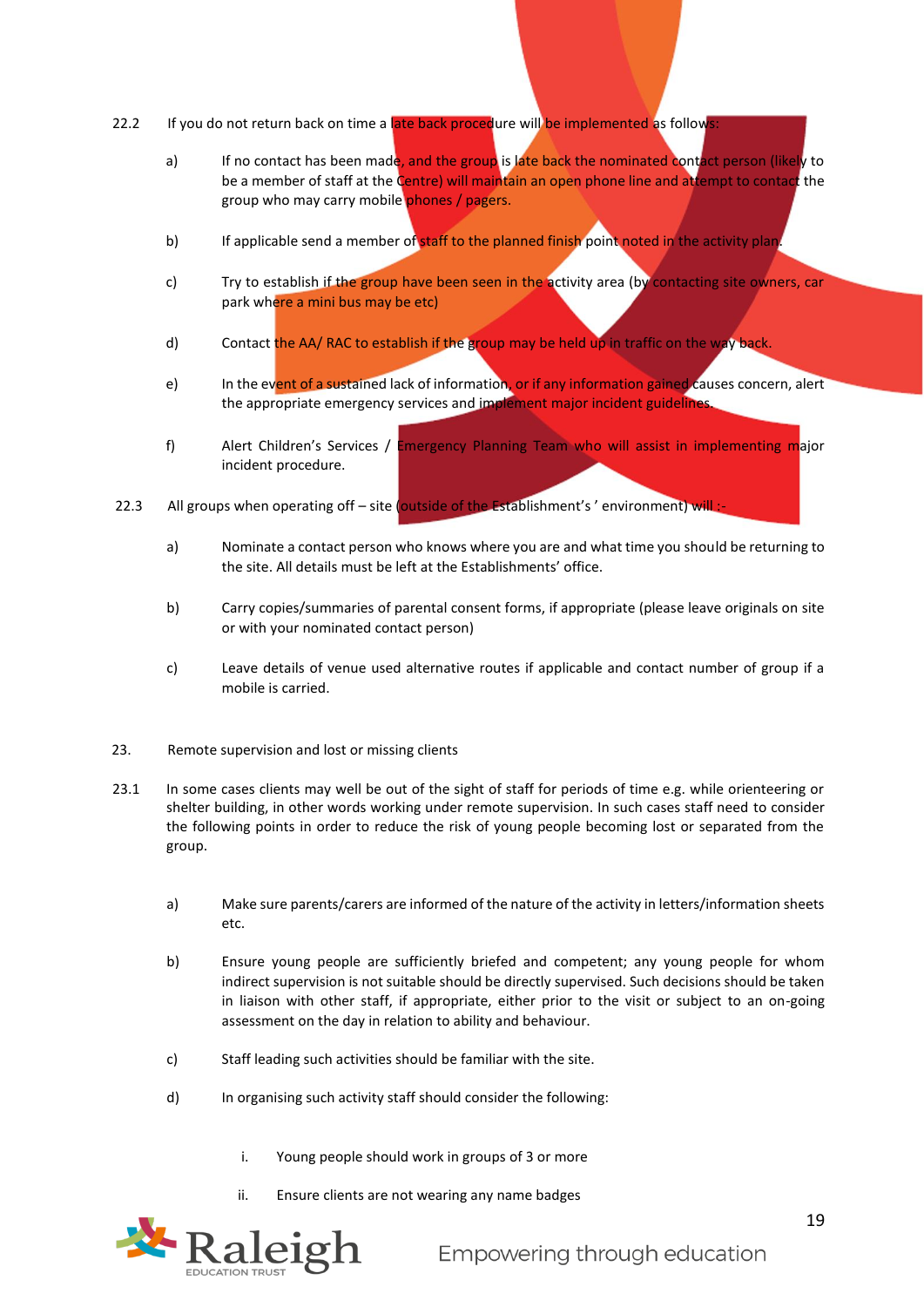22.2 If you do not return back on time a late back procedure will be implemented as follows:

a) If no contact has been made, and the group is late back the nominated contact person (likely to be a member of staff at the Centre) will maintain an open phone line and attempt to contact the group who may carry mobile phones / pagers.

b) If applicable send a member of staff to the planned finish point noted in the activity plan.

c) Try to establish if the group have been seen in the activity area (by contacting site owners, car park where a mini bus may be etc)

d) Contact the AA/ RAC to establish if the group may be held up in traffic on the way back.

e) In the event of a sustained lack of information, or if any information gained causes concern, alert the appropriate emergency services and implement major incident guidelines.

f) Alert Children's Services / Emergency Planning Team who will assist in implementing major incident procedure.

22.3 All groups when operating off – site (outside of the Establishment's ' environment) will :-

a) Nominate a contact person who knows where you are and what time you should be returning to the site. All details must be left at the Establishments' office.

b) Carry copies/summaries of parental consent forms, if appropriate (please leave originals on site or with your nominated contact person)

c) Leave details of venue used alternative routes if applicable and contact number of group if a mobile is carried.

23. Remote supervision and lost or missing clients

23.1 In some cases clients may well be out of the sight of staff for periods of time e.g. while orienteering or shelter building, in other words working under remote supervision. In such cases staff need to consider the following points in order to reduce the risk of young people becoming lost or separated from the group.

a) Make sure parents/carers are informed of the nature of the activity in letters/information sheets etc.

b) Ensure young people are sufficiently briefed and competent; any young people for whom indirect supervision is not suitable should be directly supervised. Such decisions should be taken in liaison with other staff, if appropriate, either prior to the visit or subject to an on-going assessment on the day in relation to ability and behaviour.

c) Staff leading such activities should be familiar with the site.

d) In organising such activity staff should consider the following:

   i. Young people should work in groups of 3 or more

   ii. Ensure clients are not wearing any name badges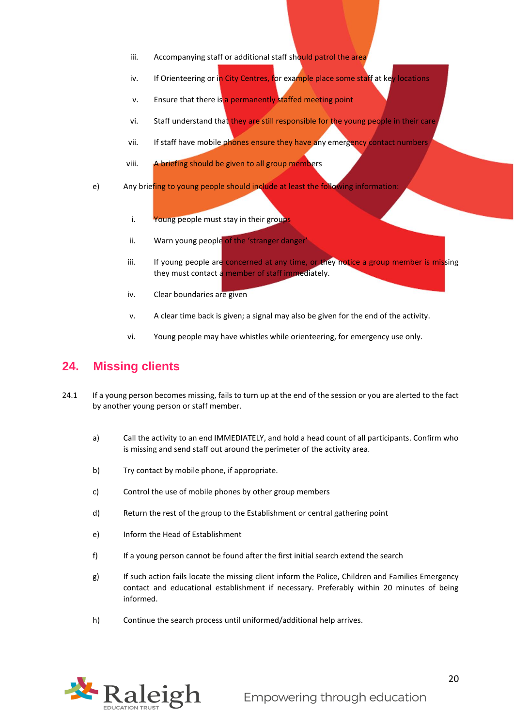iii. Accompanying staff or additional staff should patrol the area

iv. If Orienteering or in City Centres, for example place some staff at key locations

v. Ensure that there is a permanently staffed meeting point

vi. Staff understand that they are still responsible for the young people in their care

vii. If staff have mobile phones ensure they have any emergency contact numbers

viii. A briefing should be given to all group members

e) Any briefing to young people should include at least the following information:

i. Young people must stay in their groups

ii. Warn young people of the 'stranger danger'

iii. If young people are concerned at any time, or they notice a group member is missing they must contact a member of staff immediately.

iv. Clear boundaries are given

v. A clear time back is given; a signal may also be given for the end of the activity.

vi. Young people may have whistles while orienteering, for emergency use only.

## 24. Missing clients

24.1 If a young person becomes missing, fails to turn up at the end of the session or you are alerted to the fact by another young person or staff member.

a) Call the activity to an end IMMEDIATELY, and hold a head count of all participants. Confirm who is missing and send staff out around the perimeter of the activity area.

b) Try contact by mobile phone, if appropriate.

c) Control the use of mobile phones by other group members

d) Return the rest of the group to the Establishment or central gathering point

e) Inform the Head of Establishment

f) If a young person cannot be found after the first initial search extend the search

g) If such action fails locate the missing client inform the Police, Children and Families Emergency contact and educational establishment if necessary. Preferably within 20 minutes of being informed.

h) Continue the search process until uniformed/additional help arrives.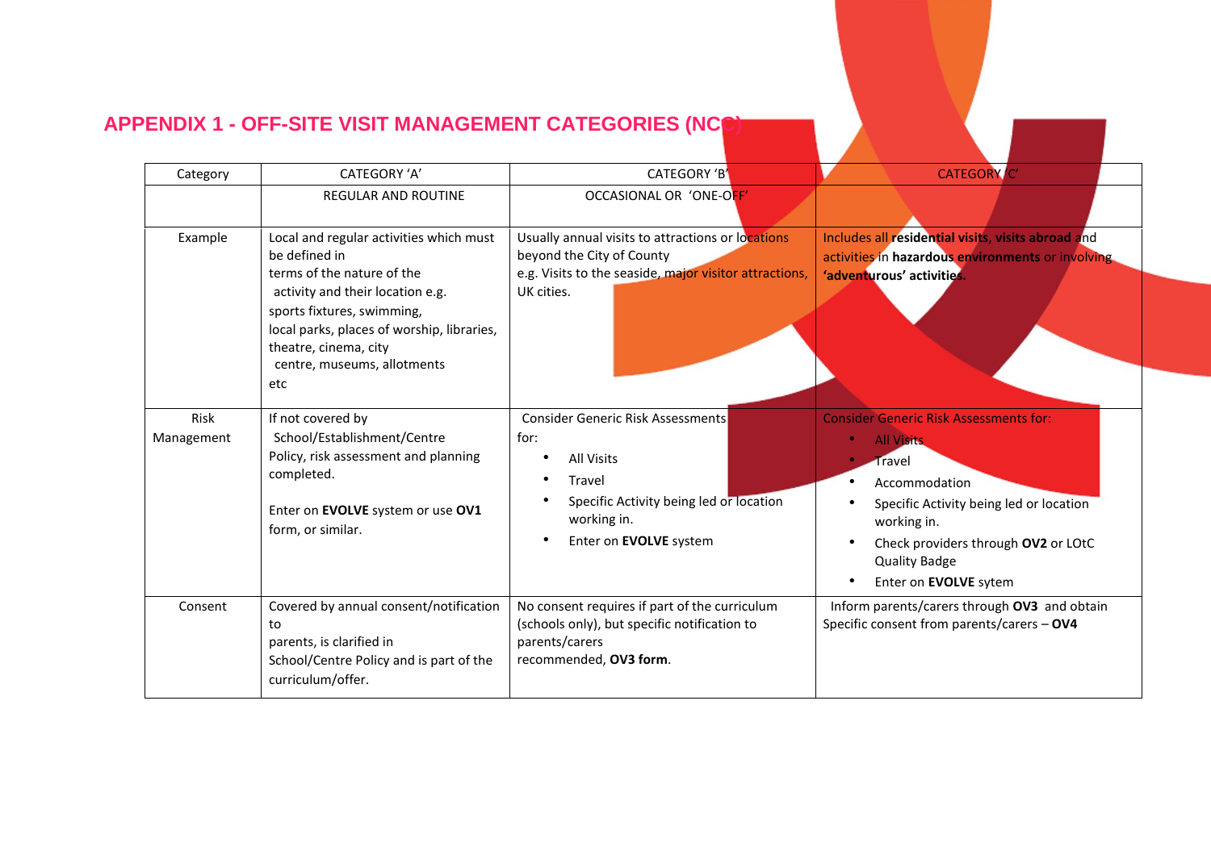# APPENDIX 1 - OFF-SITE VISIT MANAGEMENT CATEGORIES (NCC)

| Category | CATEGORY 'A' | CATEGORY 'B' | CATEGORY 'C' |
|---|---|---|---|
| | REGULAR AND ROUTINE | OCCASIONAL OR 'ONE-OFF' | |
| Example | Local and regular activities which must be defined in terms of the nature of the activity and their location e.g. sports fixtures, swimming, local parks, places of worship, libraries, theatre, cinema, city centre, museums, allotments etc | Usually annual visits to attractions or locations beyond the City of County e.g. Visits to the seaside, major visitor attractions, UK cities. | Includes all **residential visits**, **visits abroad** and activities in **hazardous environments** or involving **'adventurous' activities.** |
| Risk Management | If not covered by School/Establishment/Centre Policy, risk assessment and planning completed.<br><br>Enter on **EVOLVE** system or use **OV1** form, or similar. | Consider Generic Risk Assessments for:<br>• All Visits<br>• Travel<br>• Specific Activity being led or location working in.<br>• Enter on **EVOLVE** system | Consider Generic Risk Assessments for:<br>• All Visits<br>• Travel<br>• Accommodation<br>• Specific Activity being led or location working in.<br>• Check providers through **OV2** or LOtC Quality Badge<br>• Enter on **EVOLVE** sytem |
| Consent | Covered by annual consent/notification to parents, is clarified in School/Centre Policy and is part of the curriculum/offer. | No consent requires if part of the curriculum (schools only), but specific notification to parents/carers recommended, **OV3 form**. | Inform parents/carers through **OV3** and obtain Specific consent from parents/carers – **OV4** |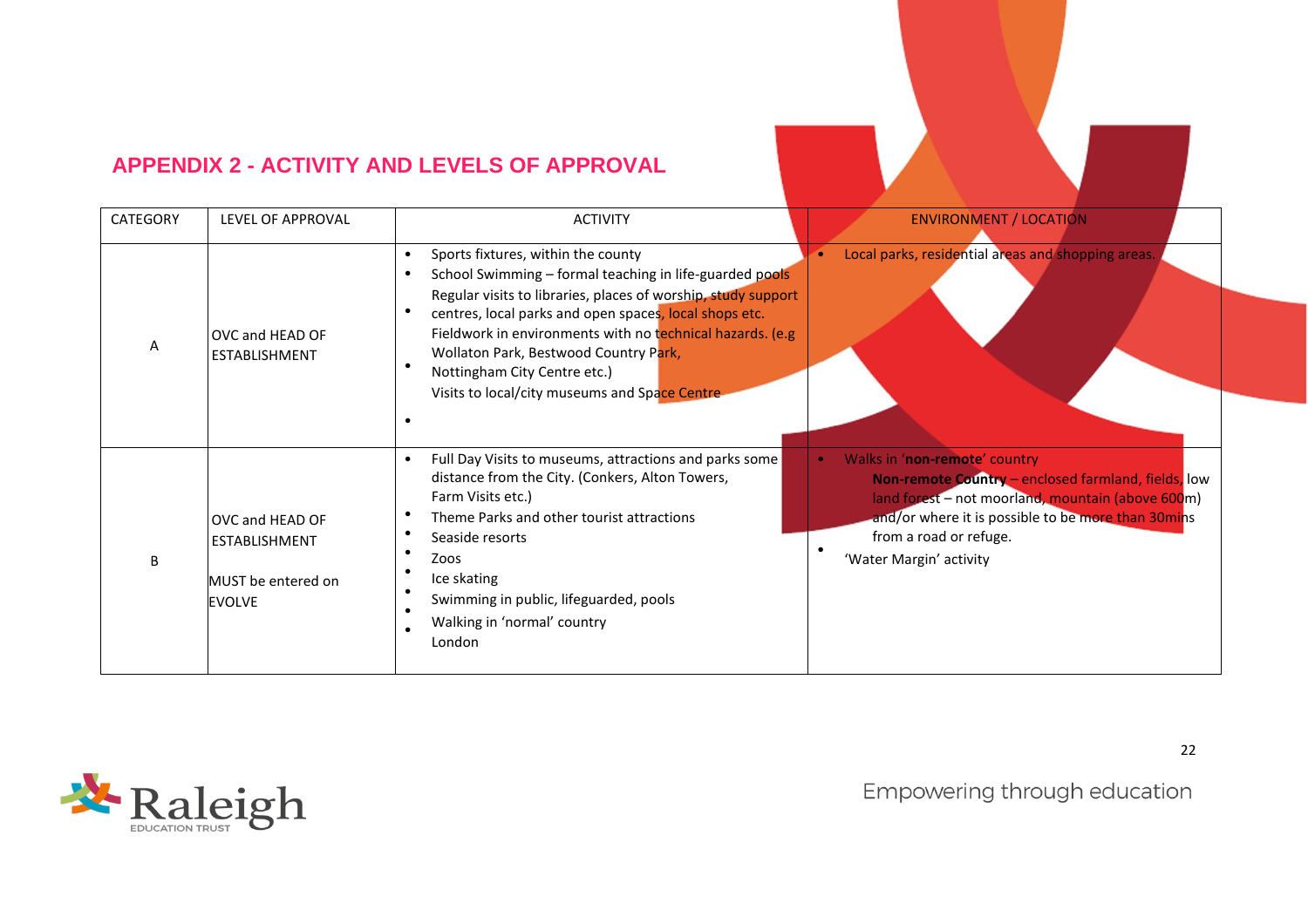## APPENDIX 2 - ACTIVITY AND LEVELS OF APPROVAL

| CATEGORY | LEVEL OF APPROVAL | ACTIVITY | ENVIRONMENT / LOCATION |
|---|---|---|---|
| A | OVC and HEAD OF ESTABLISHMENT | • Sports fixtures, within the county<br>• School Swimming – formal teaching in life-guarded pools<br>• Regular visits to libraries, places of worship, study support centres, local parks and open spaces, local shops etc.<br>• Fieldwork in environments with no technical hazards. (e.g Wollaton Park, Bestwood Country Park, Nottingham City Centre etc.)<br>• Visits to local/city museums and Space Centre | • Local parks, residential areas and shopping areas. |
| B | OVC and HEAD OF ESTABLISHMENT<br><br>MUST be entered on EVOLVE | • Full Day Visits to museums, attractions and parks some distance from the City. (Conkers, Alton Towers, Farm Visits etc.)<br>• Theme Parks and other tourist attractions<br>• Seaside resorts<br>• Zoos<br>• Ice skating<br>• Swimming in public, lifeguarded, pools<br>• Walking in 'normal' country<br>• London | • Walks in '**non-remote**' country<br>**Non-remote Country** – enclosed farmland, fields, low land forest – not moorland, mountain (above 600m) and/or where it is possible to be more than 30mins from a road or refuge.<br>• 'Water Margin' activity |

Empowering through education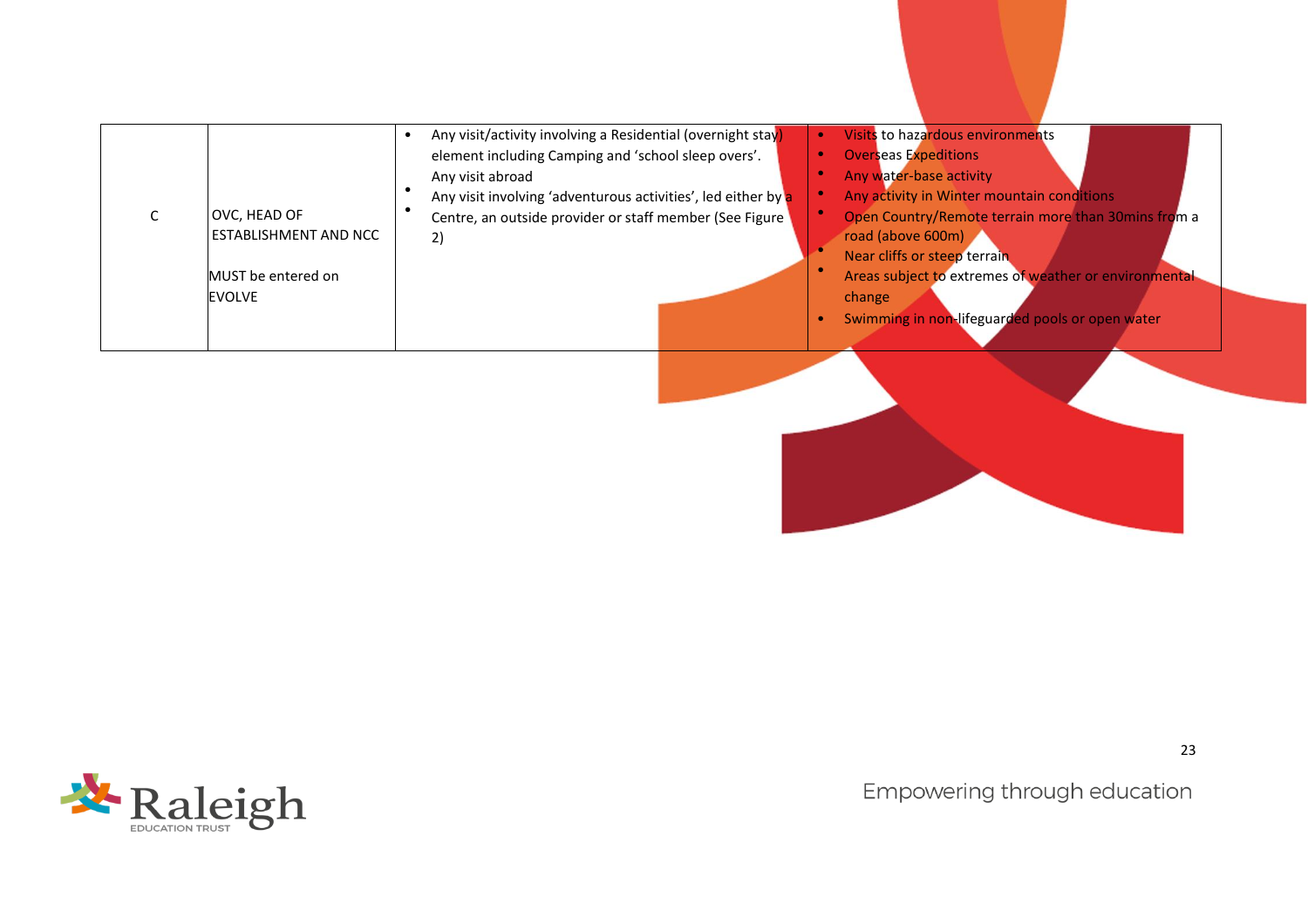| C | OVC, HEAD OF ESTABLISHMENT AND NCC<br><br>MUST be entered on EVOLVE | • Any visit/activity involving a Residential (overnight stay) element including Camping and 'school sleep overs'.<br>• Any visit abroad<br>• Any visit involving 'adventurous activities', led either by a Centre, an outside provider or staff member (See Figure 2) | • Visits to hazardous environments<br>• Overseas Expeditions<br>• Any water-base activity<br>• Any activity in Winter mountain conditions<br>• Open Country/Remote terrain more than 30mins from a road (above 600m)<br>• Near cliffs or steep terrain<br>• Areas subject to extremes of weather or environmental change<br>• Swimming in non-lifeguarded pools or open water |
|---|---|---|---|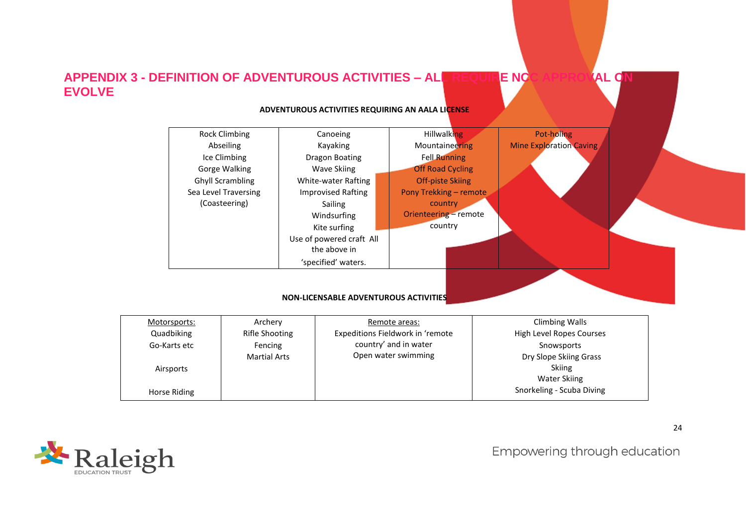## APPENDIX 3 - DEFINITION OF ADVENTUROUS ACTIVITIES – ALL REQUIRE NCC APPROVAL ON EVOLVE

**ADVENTUROUS ACTIVITIES REQUIRING AN AALA LICENSE**

| | | | |
|---|---|---|---|
| Rock Climbing<br>Abseiling<br>Ice Climbing<br>Gorge Walking<br>Ghyll Scrambling<br>Sea Level Traversing (Coasteering) | Canoeing<br>Kayaking<br>Dragon Boating<br>Wave Skiing<br>White-water Rafting<br>Improvised Rafting<br>Sailing<br>Windsurfing<br>Kite surfing<br>Use of powered craft All the above in 'specified' waters. | Hillwalking<br>Mountaineering<br>Fell Running<br>Off Road Cycling<br>Off-piste Skiing<br>Pony Trekking – remote country<br>Orienteering – remote country | Pot-holing<br>Mine Exploration Caving |

**NON-LICENSABLE ADVENTUROUS ACTIVITIES**

| | | | |
|---|---|---|---|
| Motorsports:<br>Quadbiking<br>Go-Karts etc<br><br>Airsports<br><br>Horse Riding | Archery<br>Rifle Shooting<br>Fencing<br>Martial Arts | Remote areas:<br>Expeditions Fieldwork in 'remote country' and in water<br>Open water swimming | Climbing Walls<br>High Level Ropes Courses<br>Snowsports<br>Dry Slope Skiing Grass Skiing<br>Water Skiing<br>Snorkeling - Scuba Diving |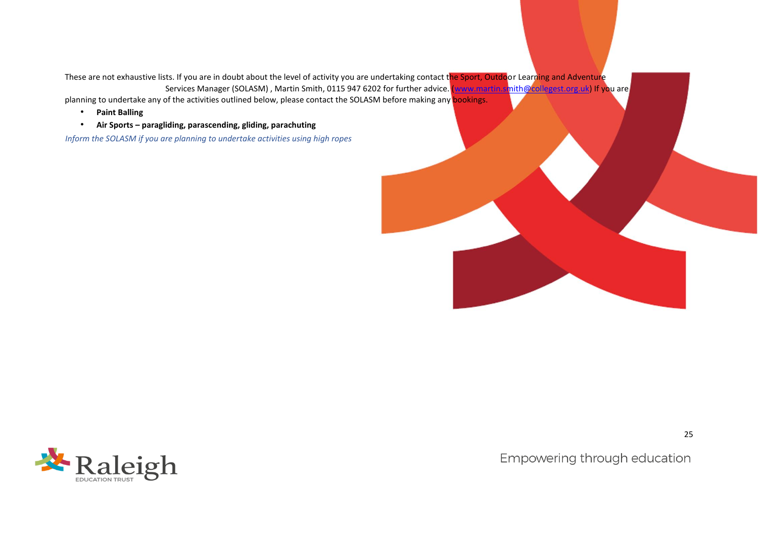These are not exhaustive lists. If you are in doubt about the level of activity you are undertaking contact the Sport, Outdoor Learning and Adventure Services Manager (SOLASM) , Martin Smith, 0115 947 6202 for further advice. (www.martin.smith@collegest.org.uk) If you are planning to undertake any of the activities outlined below, please contact the SOLASM before making any bookings.

- **Paint Balling**
- **Air Sports – paragliding, parascending, gliding, parachuting**

*Inform the SOLASM if you are planning to undertake activities using high ropes*